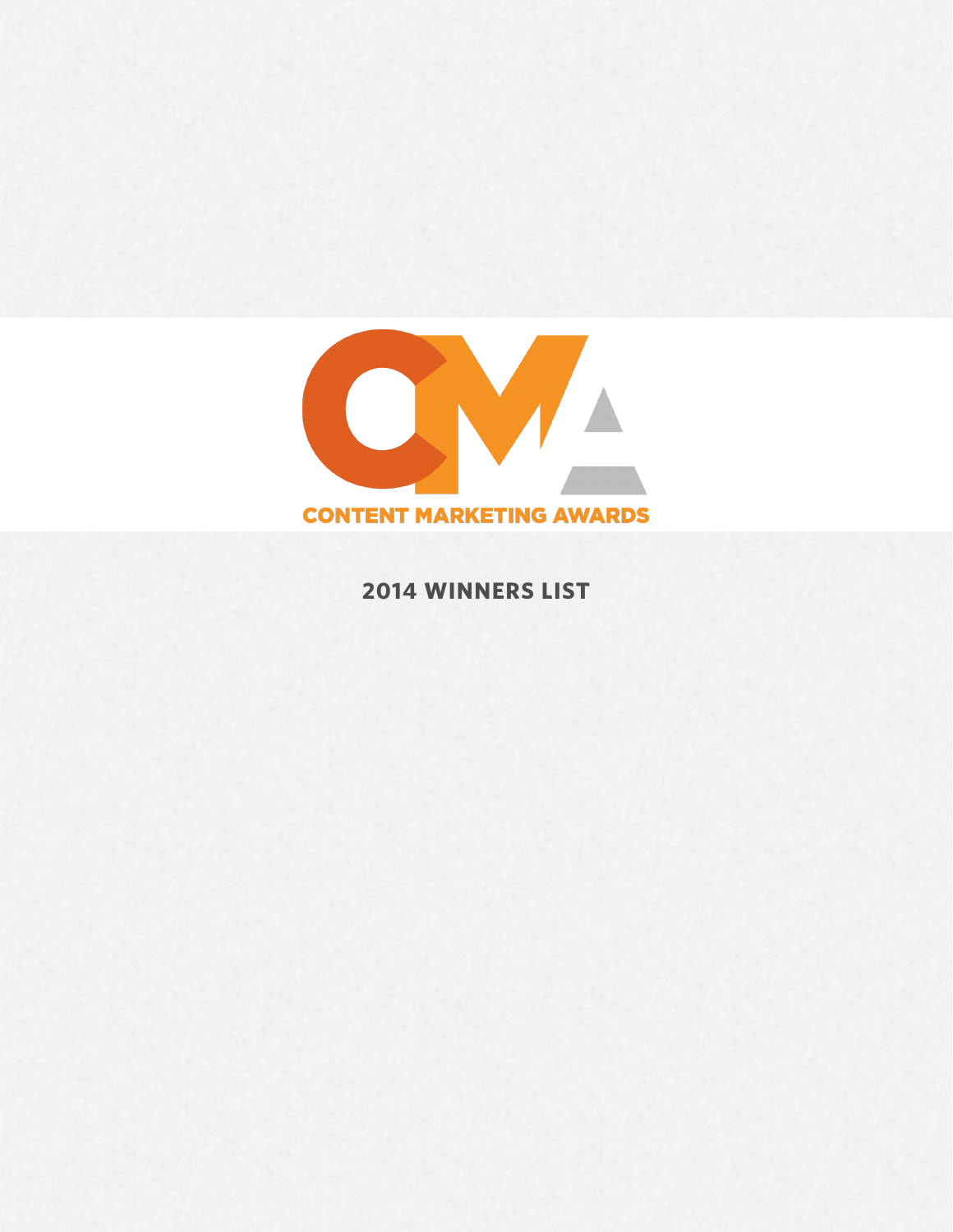CONTENT MARKETING AWARDS

# 2014 WINNERS LIST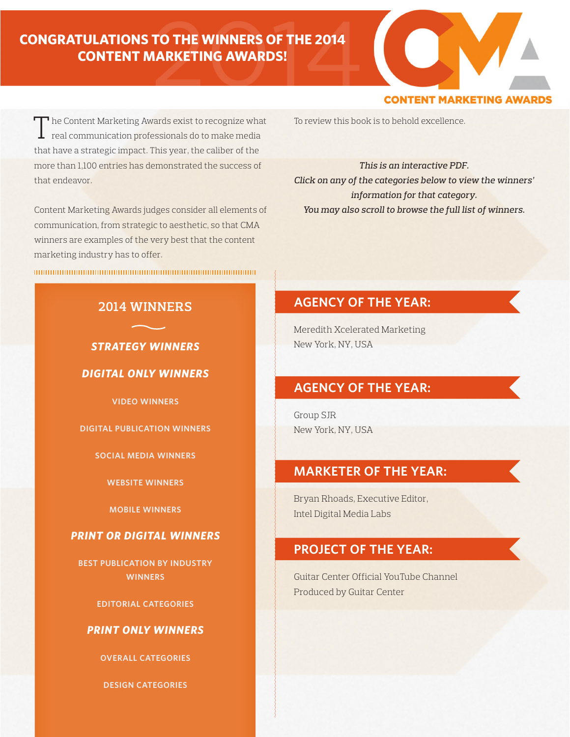# CONGRATULATIONS TO THE WINNERS OF THE 2014 CONTENT MARKETING AWARDS!

CONTENT MARKETING AWARDS

The Content Marketing Awards exist to recognize what real communication professionals do to make media that have a strategic impact. This year, the caliber of the more than 1,100 entries has demonstrated the success of that endeavor.

Content Marketing Awards judges consider all elements of communication, from strategic to aesthetic, so that CMA winners are examples of the very best that the content marketing industry has to offer.

To review this book is to behold excellence.

*This is an interactive PDF.*
*Click on any of the categories below to view the winners' information for that category.*
*You may also scroll to browse the full list of winners.*

## 2014 WINNERS

***STRATEGY WINNERS***

***DIGITAL ONLY WINNERS***

- VIDEO WINNERS
- DIGITAL PUBLICATION WINNERS
- SOCIAL MEDIA WINNERS
- WEBSITE WINNERS
- MOBILE WINNERS

***PRINT OR DIGITAL WINNERS***

- BEST PUBLICATION BY INDUSTRY WINNERS
- EDITORIAL CATEGORIES

***PRINT ONLY WINNERS***

- OVERALL CATEGORIES
- DESIGN CATEGORIES

## AGENCY OF THE YEAR:

Meredith Xcelerated Marketing
New York, NY, USA

## AGENCY OF THE YEAR:

Group SJR
New York, NY, USA

## MARKETER OF THE YEAR:

Bryan Rhoads, Executive Editor,
Intel Digital Media Labs

## PROJECT OF THE YEAR:

Guitar Center Official YouTube Channel
Produced by Guitar Center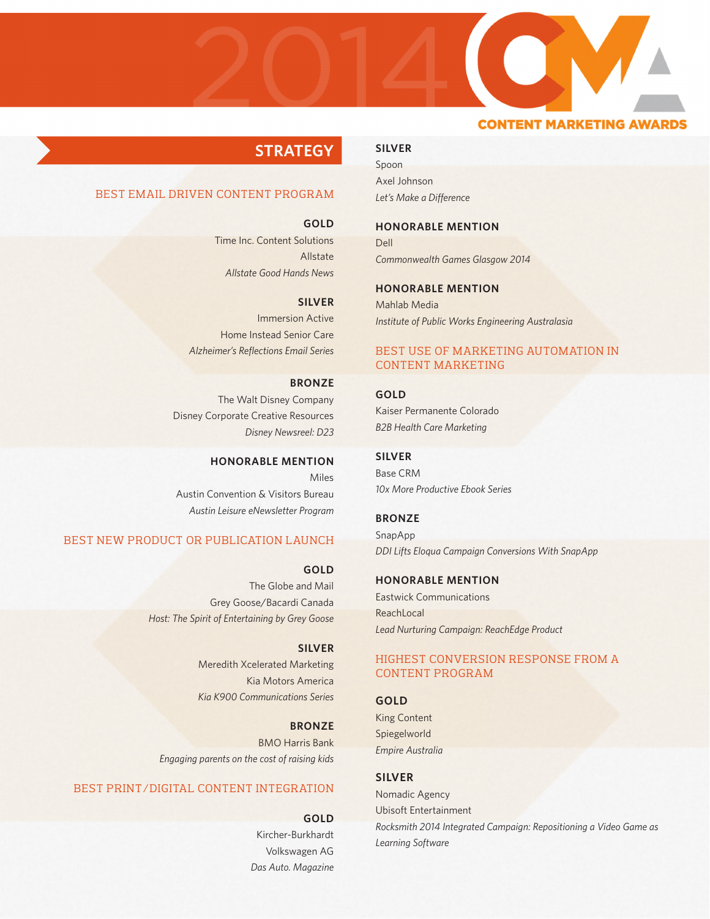# STRATEGY

## BEST EMAIL DRIVEN CONTENT PROGRAM

**GOLD**
Time Inc. Content Solutions
Allstate
*Allstate Good Hands News*

**SILVER**
Immersion Active
Home Instead Senior Care
*Alzheimer's Reflections Email Series*

**BRONZE**
The Walt Disney Company
Disney Corporate Creative Resources
*Disney Newsreel: D23*

**HONORABLE MENTION**
Miles
Austin Convention & Visitors Bureau
*Austin Leisure eNewsletter Program*

## BEST NEW PRODUCT OR PUBLICATION LAUNCH

**GOLD**
The Globe and Mail
Grey Goose/Bacardi Canada
*Host: The Spirit of Entertaining by Grey Goose*

**SILVER**
Meredith Xcelerated Marketing
Kia Motors America
*Kia K900 Communications Series*

**BRONZE**
BMO Harris Bank
*Engaging parents on the cost of raising kids*

## BEST PRINT/DIGITAL CONTENT INTEGRATION

**GOLD**
Kircher-Burkhardt
Volkswagen AG
*Das Auto. Magazine*

**SILVER**
Spoon
Axel Johnson
*Let's Make a Difference*

**HONORABLE MENTION**
Dell
*Commonwealth Games Glasgow 2014*

**HONORABLE MENTION**
Mahlab Media
*Institute of Public Works Engineering Australasia*

## BEST USE OF MARKETING AUTOMATION IN CONTENT MARKETING

**GOLD**
Kaiser Permanente Colorado
*B2B Health Care Marketing*

**SILVER**
Base CRM
*10x More Productive Ebook Series*

**BRONZE**
SnapApp
*DDI Lifts Eloqua Campaign Conversions With SnapApp*

**HONORABLE MENTION**
Eastwick Communications
ReachLocal
*Lead Nurturing Campaign: ReachEdge Product*

## HIGHEST CONVERSION RESPONSE FROM A CONTENT PROGRAM

**GOLD**
King Content
Spiegelworld
*Empire Australia*

**SILVER**
Nomadic Agency
Ubisoft Entertainment
*Rocksmith 2014 Integrated Campaign: Repositioning a Video Game as Learning Software*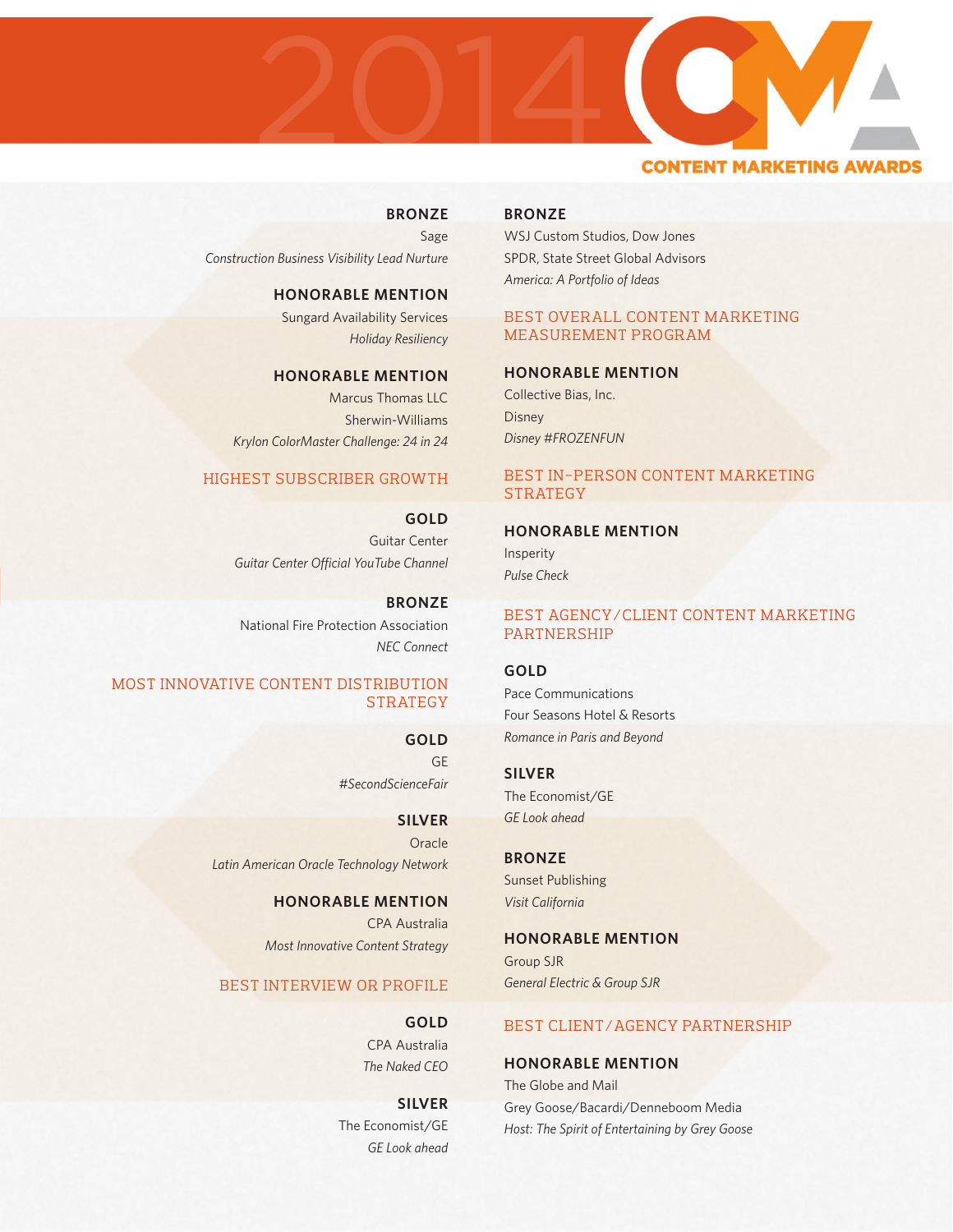# 2014 CMA CONTENT MARKETING AWARDS

**BRONZE**
Sage
*Construction Business Visibility Lead Nurture*

**HONORABLE MENTION**
Sungard Availability Services
*Holiday Resiliency*

**HONORABLE MENTION**
Marcus Thomas LLC
Sherwin-Williams
*Krylon ColorMaster Challenge: 24 in 24*

## HIGHEST SUBSCRIBER GROWTH

**GOLD**
Guitar Center
*Guitar Center Official YouTube Channel*

**BRONZE**
National Fire Protection Association
*NEC Connect*

## MOST INNOVATIVE CONTENT DISTRIBUTION STRATEGY

**GOLD**
GE
*#SecondScienceFair*

**SILVER**
Oracle
*Latin American Oracle Technology Network*

**HONORABLE MENTION**
CPA Australia
*Most Innovative Content Strategy*

## BEST INTERVIEW OR PROFILE

**GOLD**
CPA Australia
*The Naked CEO*

**SILVER**
The Economist/GE
*GE Look ahead*

**BRONZE**
WSJ Custom Studios, Dow Jones
SPDR, State Street Global Advisors
*America: A Portfolio of Ideas*

## BEST OVERALL CONTENT MARKETING MEASUREMENT PROGRAM

**HONORABLE MENTION**
Collective Bias, Inc.
Disney
*Disney #FROZENFUN*

## BEST IN-PERSON CONTENT MARKETING STRATEGY

**HONORABLE MENTION**
Insperity
*Pulse Check*

## BEST AGENCY/CLIENT CONTENT MARKETING PARTNERSHIP

**GOLD**
Pace Communications
Four Seasons Hotel & Resorts
*Romance in Paris and Beyond*

**SILVER**
The Economist/GE
*GE Look ahead*

**BRONZE**
Sunset Publishing
*Visit California*

**HONORABLE MENTION**
Group SJR
*General Electric & Group SJR*

## BEST CLIENT/AGENCY PARTNERSHIP

**HONORABLE MENTION**
The Globe and Mail
Grey Goose/Bacardi/Denneboom Media
*Host: The Spirit of Entertaining by Grey Goose*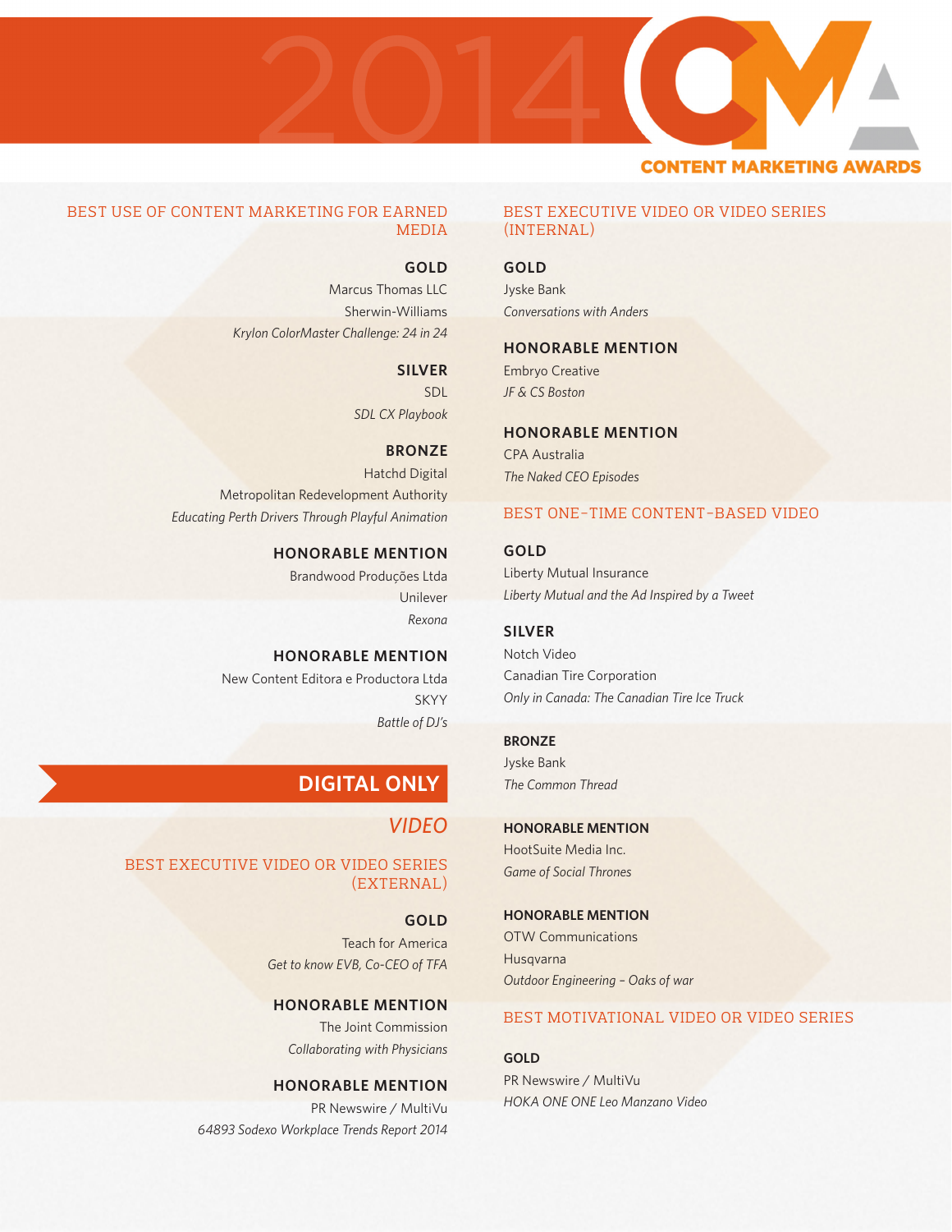# 2014 CMA CONTENT MARKETING AWARDS

## BEST USE OF CONTENT MARKETING FOR EARNED MEDIA

**GOLD**
Marcus Thomas LLC
Sherwin-Williams
*Krylon ColorMaster Challenge: 24 in 24*

**SILVER**
SDL
*SDL CX Playbook*

**BRONZE**
Hatchd Digital
Metropolitan Redevelopment Authority
*Educating Perth Drivers Through Playful Animation*

**HONORABLE MENTION**
Brandwood Produções Ltda
Unilever
*Rexona*

**HONORABLE MENTION**
New Content Editora e Productora Ltda
SKYY
*Battle of DJ's*

# DIGITAL ONLY

## *VIDEO*

### BEST EXECUTIVE VIDEO OR VIDEO SERIES (EXTERNAL)

**GOLD**
Teach for America
*Get to know EVB, Co-CEO of TFA*

**HONORABLE MENTION**
The Joint Commission
*Collaborating with Physicians*

**HONORABLE MENTION**
PR Newswire / MultiVu
*64893 Sodexo Workplace Trends Report 2014*

### BEST EXECUTIVE VIDEO OR VIDEO SERIES (INTERNAL)

**GOLD**
Jyske Bank
*Conversations with Anders*

**HONORABLE MENTION**
Embryo Creative
*JF & CS Boston*

**HONORABLE MENTION**
CPA Australia
*The Naked CEO Episodes*

### BEST ONE-TIME CONTENT-BASED VIDEO

**GOLD**
Liberty Mutual Insurance
*Liberty Mutual and the Ad Inspired by a Tweet*

**SILVER**
Notch Video
Canadian Tire Corporation
*Only in Canada: The Canadian Tire Ice Truck*

**BRONZE**
Jyske Bank
*The Common Thread*

**HONORABLE MENTION**
HootSuite Media Inc.
*Game of Social Thrones*

**HONORABLE MENTION**
OTW Communications
Husqvarna
*Outdoor Engineering – Oaks of war*

### BEST MOTIVATIONAL VIDEO OR VIDEO SERIES

**GOLD**
PR Newswire / MultiVu
*HOKA ONE ONE Leo Manzano Video*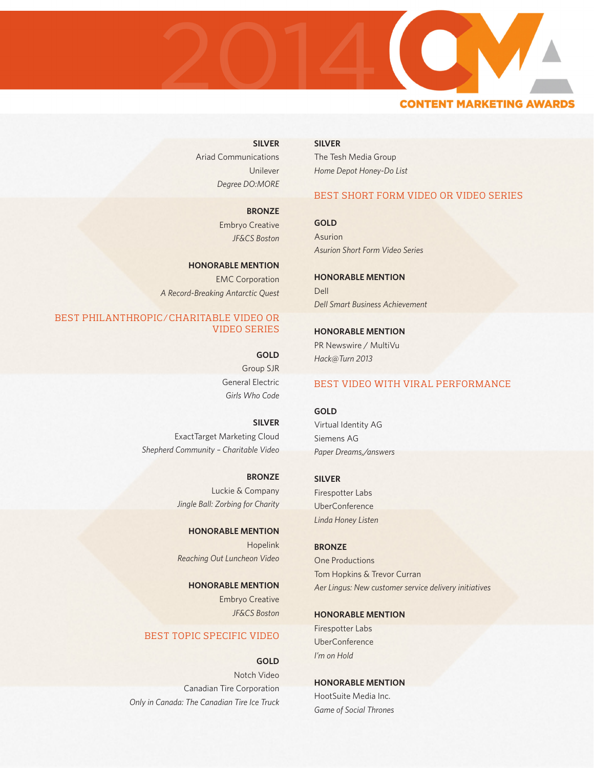**SILVER**
Ariad Communications
Unilever
*Degree DO:MORE*

**BRONZE**
Embryo Creative
*JF&CS Boston*

**HONORABLE MENTION**
EMC Corporation
*A Record-Breaking Antarctic Quest*

## BEST PHILANTHROPIC/CHARITABLE VIDEO OR VIDEO SERIES

**GOLD**
Group SJR
General Electric
*Girls Who Code*

**SILVER**
ExactTarget Marketing Cloud
*Shepherd Community – Charitable Video*

**BRONZE**
Luckie & Company
*Jingle Ball: Zorbing for Charity*

**HONORABLE MENTION**
Hopelink
*Reaching Out Luncheon Video*

**HONORABLE MENTION**
Embryo Creative
*JF&CS Boston*

## BEST TOPIC SPECIFIC VIDEO

**GOLD**
Notch Video
Canadian Tire Corporation
*Only in Canada: The Canadian Tire Ice Truck*

**SILVER**
The Tesh Media Group
*Home Depot Honey-Do List*

## BEST SHORT FORM VIDEO OR VIDEO SERIES

**GOLD**
Asurion
*Asurion Short Form Video Series*

**HONORABLE MENTION**
Dell
*Dell Smart Business Achievement*

**HONORABLE MENTION**
PR Newswire / MultiVu
*Hack@Turn 2013*

## BEST VIDEO WITH VIRAL PERFORMANCE

**GOLD**
Virtual Identity AG
Siemens AG
*Paper Dreams,/answers*

**SILVER**
Firespotter Labs
UberConference
*Linda Honey Listen*

**BRONZE**
One Productions
Tom Hopkins & Trevor Curran
*Aer Lingus: New customer service delivery initiatives*

**HONORABLE MENTION**
Firespotter Labs
UberConference
*I'm on Hold*

**HONORABLE MENTION**
HootSuite Media Inc.
*Game of Social Thrones*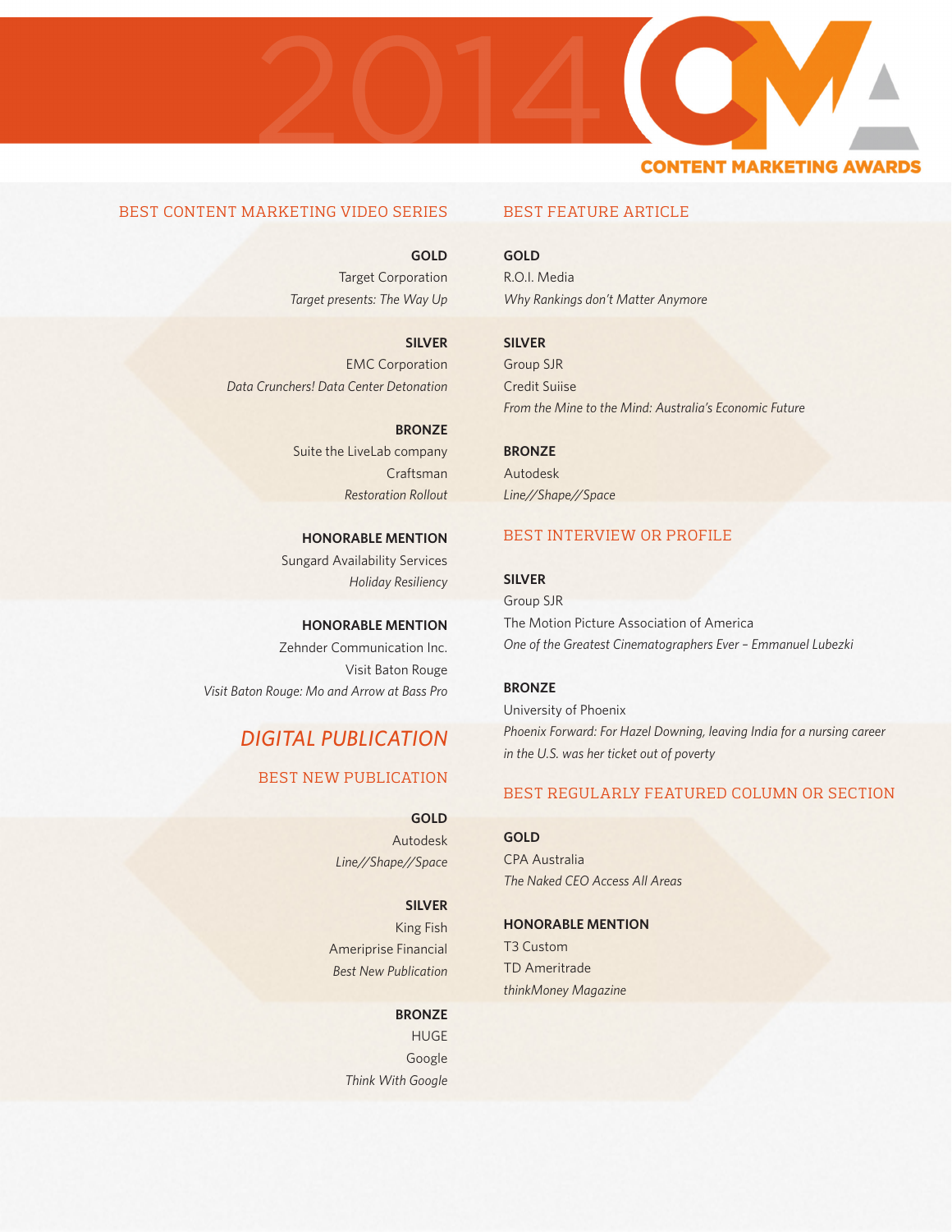# 2014 CMA CONTENT MARKETING AWARDS

## BEST CONTENT MARKETING VIDEO SERIES

**GOLD**
Target Corporation
*Target presents: The Way Up*

**SILVER**
EMC Corporation
*Data Crunchers! Data Center Detonation*

**BRONZE**
Suite the LiveLab company
Craftsman
*Restoration Rollout*

**HONORABLE MENTION**
Sungard Availability Services
*Holiday Resiliency*

**HONORABLE MENTION**
Zehnder Communication Inc.
Visit Baton Rouge
*Visit Baton Rouge: Mo and Arrow at Bass Pro*

# *DIGITAL PUBLICATION*

## BEST NEW PUBLICATION

**GOLD**
Autodesk
*Line//Shape//Space*

**SILVER**
King Fish
Ameriprise Financial
*Best New Publication*

**BRONZE**
HUGE
Google
*Think With Google*

## BEST FEATURE ARTICLE

**GOLD**
R.O.I. Media
*Why Rankings don't Matter Anymore*

**SILVER**
Group SJR
Credit Suiise
*From the Mine to the Mind: Australia's Economic Future*

**BRONZE**
Autodesk
*Line//Shape//Space*

## BEST INTERVIEW OR PROFILE

**SILVER**
Group SJR
The Motion Picture Association of America
*One of the Greatest Cinematographers Ever – Emmanuel Lubezki*

**BRONZE**
University of Phoenix
*Phoenix Forward: For Hazel Downing, leaving India for a nursing career in the U.S. was her ticket out of poverty*

## BEST REGULARLY FEATURED COLUMN OR SECTION

**GOLD**
CPA Australia
*The Naked CEO Access All Areas*

**HONORABLE MENTION**
T3 Custom
TD Ameritrade
*thinkMoney Magazine*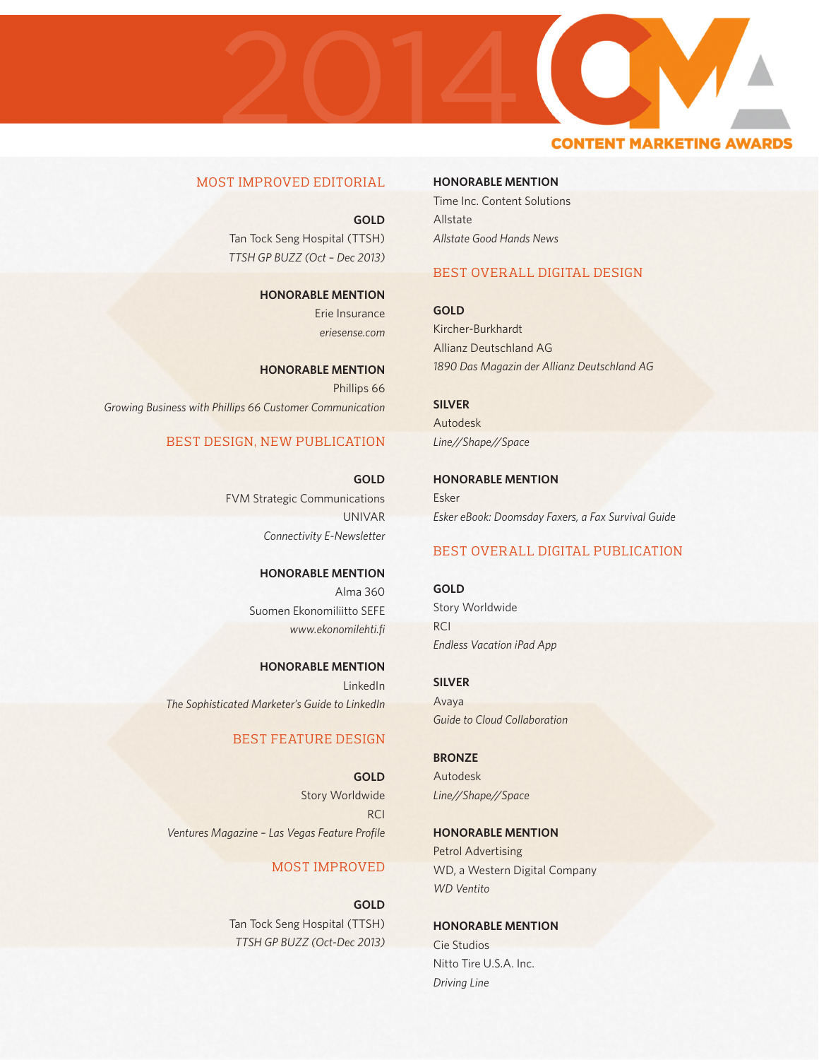# 2014 CMA CONTENT MARKETING AWARDS

## MOST IMPROVED EDITORIAL

**GOLD**
Tan Tock Seng Hospital (TTSH)
*TTSH GP BUZZ (Oct – Dec 2013)*

**HONORABLE MENTION**
Erie Insurance
*eriesense.com*

**HONORABLE MENTION**
Phillips 66
*Growing Business with Phillips 66 Customer Communication*

## BEST DESIGN, NEW PUBLICATION

**GOLD**
FVM Strategic Communications
UNIVAR
*Connectivity E-Newsletter*

**HONORABLE MENTION**
Alma 360
Suomen Ekonomiliitto SEFE
*www.ekonomilehti.fi*

**HONORABLE MENTION**
LinkedIn
*The Sophisticated Marketer's Guide to LinkedIn*

## BEST FEATURE DESIGN

**GOLD**
Story Worldwide
RCI
*Ventures Magazine – Las Vegas Feature Profile*

## MOST IMPROVED

**GOLD**
Tan Tock Seng Hospital (TTSH)
*TTSH GP BUZZ (Oct-Dec 2013)*

**HONORABLE MENTION**
Time Inc. Content Solutions
Allstate
*Allstate Good Hands News*

## BEST OVERALL DIGITAL DESIGN

**GOLD**
Kircher-Burkhardt
Allianz Deutschland AG
*1890 Das Magazin der Allianz Deutschland AG*

**SILVER**
Autodesk
*Line//Shape//Space*

**HONORABLE MENTION**
Esker
*Esker eBook: Doomsday Faxers, a Fax Survival Guide*

## BEST OVERALL DIGITAL PUBLICATION

**GOLD**
Story Worldwide
RCI
*Endless Vacation iPad App*

**SILVER**
Avaya
*Guide to Cloud Collaboration*

**BRONZE**
Autodesk
*Line//Shape//Space*

**HONORABLE MENTION**
Petrol Advertising
WD, a Western Digital Company
*WD Ventito*

**HONORABLE MENTION**
Cie Studios
Nitto Tire U.S.A. Inc.
*Driving Line*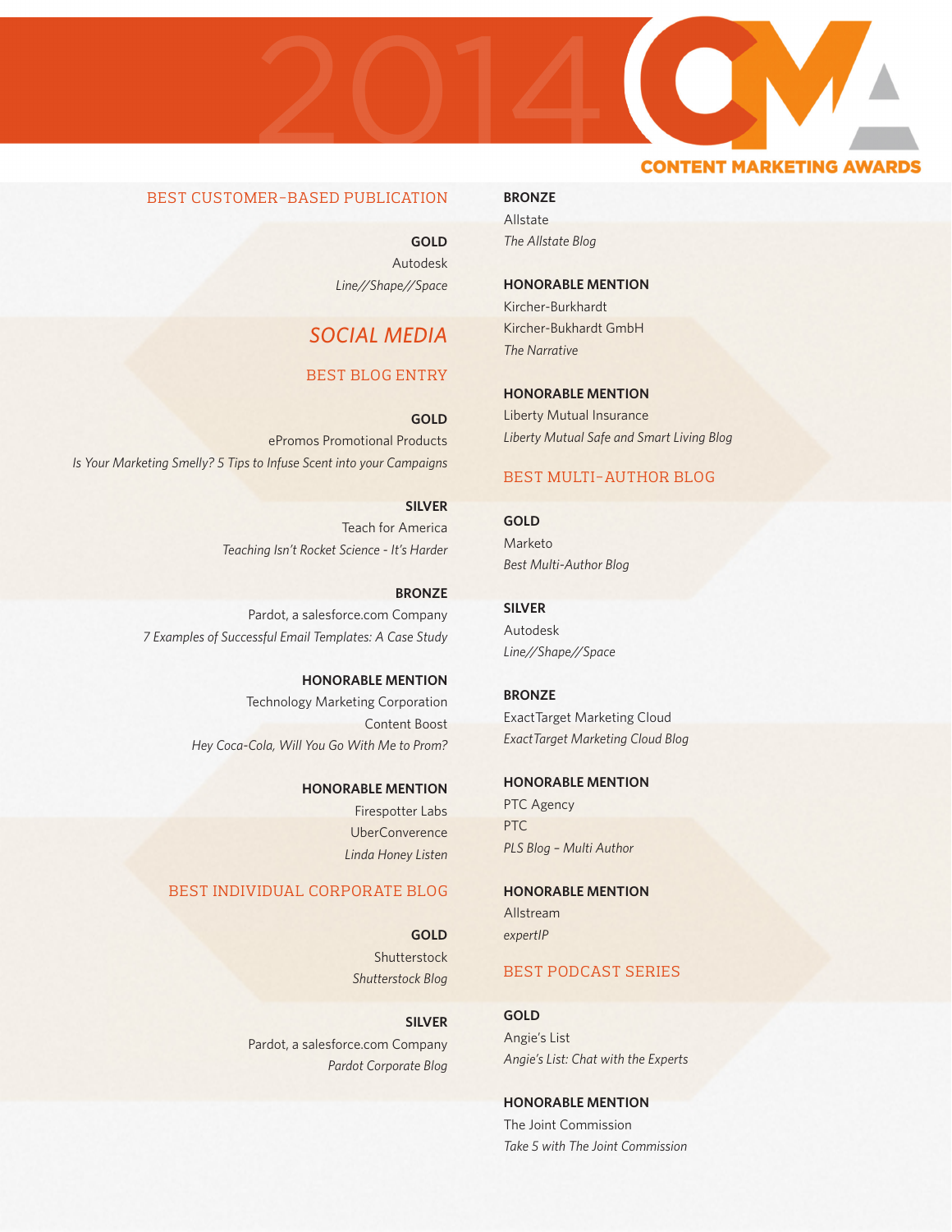# 2014 CMA CONTENT MARKETING AWARDS

### BEST CUSTOMER-BASED PUBLICATION

**GOLD**
Autodesk
*Line//Shape//Space*

## SOCIAL MEDIA

### BEST BLOG ENTRY

**GOLD**
ePromos Promotional Products
*Is Your Marketing Smelly? 5 Tips to Infuse Scent into your Campaigns*

**SILVER**
Teach for America
*Teaching Isn't Rocket Science - It's Harder*

**BRONZE**
Pardot, a salesforce.com Company
*7 Examples of Successful Email Templates: A Case Study*

**HONORABLE MENTION**
Technology Marketing Corporation
Content Boost
*Hey Coca-Cola, Will You Go With Me to Prom?*

**HONORABLE MENTION**
Firespotter Labs
UberConverence
*Linda Honey Listen*

### BEST INDIVIDUAL CORPORATE BLOG

**GOLD**
Shutterstock
*Shutterstock Blog*

**SILVER**
Pardot, a salesforce.com Company
*Pardot Corporate Blog*

**BRONZE**
Allstate
*The Allstate Blog*

**HONORABLE MENTION**
Kircher-Burkhardt
Kircher-Bukhardt GmbH
*The Narrative*

**HONORABLE MENTION**
Liberty Mutual Insurance
*Liberty Mutual Safe and Smart Living Blog*

### BEST MULTI-AUTHOR BLOG

**GOLD**
Marketo
*Best Multi-Author Blog*

**SILVER**
Autodesk
*Line//Shape//Space*

**BRONZE**
ExactTarget Marketing Cloud
*ExactTarget Marketing Cloud Blog*

**HONORABLE MENTION**
PTC Agency
PTC
*PLS Blog – Multi Author*

**HONORABLE MENTION**
Allstream
*expertIP*

### BEST PODCAST SERIES

**GOLD**
Angie's List
*Angie's List: Chat with the Experts*

**HONORABLE MENTION**
The Joint Commission
*Take 5 with The Joint Commission*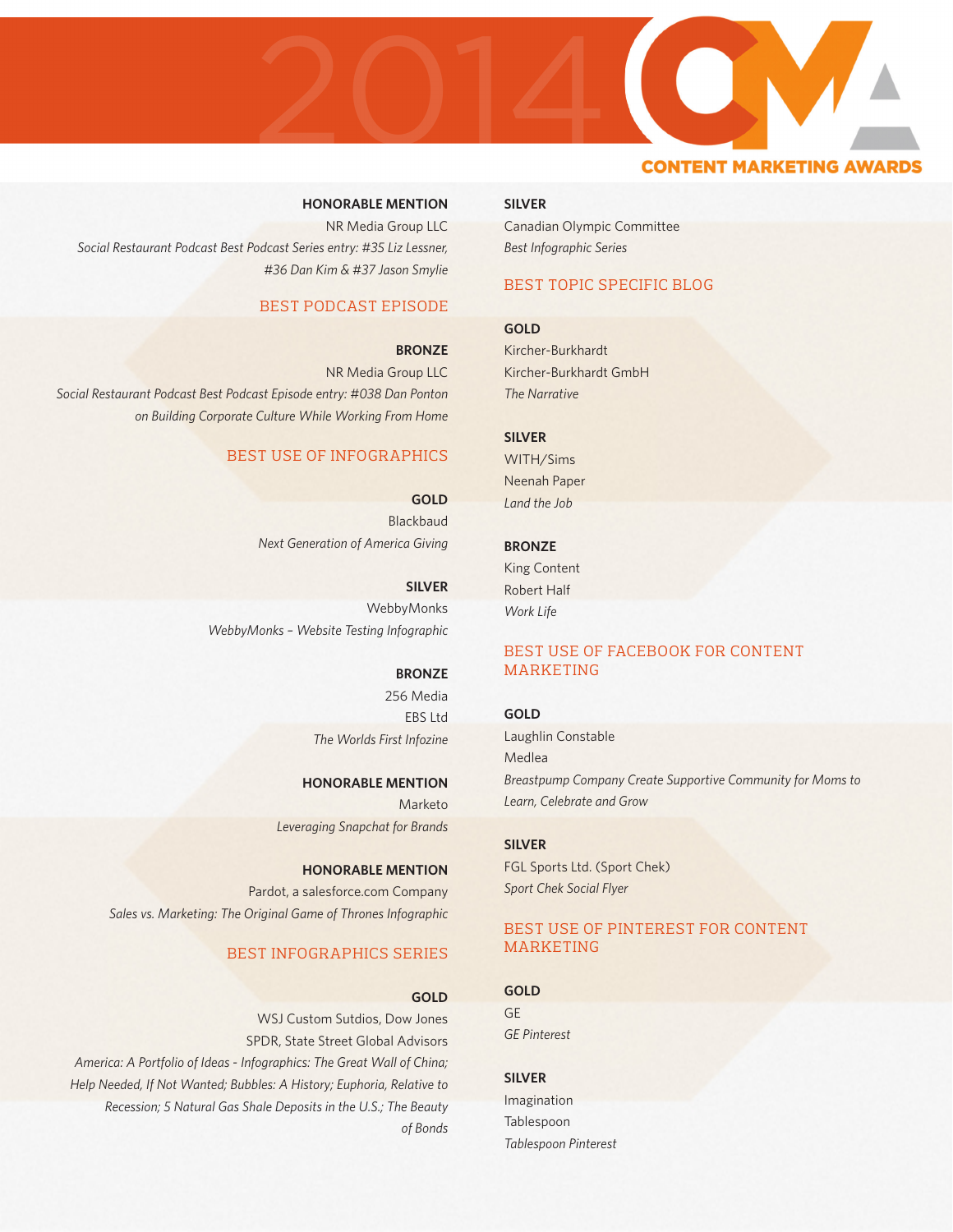**HONORABLE MENTION**
NR Media Group LLC
*Social Restaurant Podcast Best Podcast Series entry: #35 Liz Lessner, #36 Dan Kim & #37 Jason Smylie*

## BEST PODCAST EPISODE

**BRONZE**
NR Media Group LLC
*Social Restaurant Podcast Best Podcast Episode entry: #038 Dan Ponton on Building Corporate Culture While Working From Home*

## BEST USE OF INFOGRAPHICS

**GOLD**
Blackbaud
*Next Generation of America Giving*

**SILVER**
WebbyMonks
*WebbyMonks – Website Testing Infographic*

**BRONZE**
256 Media
EBS Ltd
*The Worlds First Infozine*

**HONORABLE MENTION**
Marketo
*Leveraging Snapchat for Brands*

**HONORABLE MENTION**
Pardot, a salesforce.com Company
*Sales vs. Marketing: The Original Game of Thrones Infographic*

## BEST INFOGRAPHICS SERIES

**GOLD**
WSJ Custom Sutdios, Dow Jones
SPDR, State Street Global Advisors
*America: A Portfolio of Ideas - Infographics: The Great Wall of China; Help Needed, If Not Wanted; Bubbles: A History; Euphoria, Relative to Recession; 5 Natural Gas Shale Deposits in the U.S.; The Beauty of Bonds*

**SILVER**
Canadian Olympic Committee
*Best Infographic Series*

## BEST TOPIC SPECIFIC BLOG

**GOLD**
Kircher-Burkhardt
Kircher-Burkhardt GmbH
*The Narrative*

**SILVER**
WITH/Sims
Neenah Paper
*Land the Job*

**BRONZE**
King Content
Robert Half
*Work Life*

## BEST USE OF FACEBOOK FOR CONTENT MARKETING

**GOLD**
Laughlin Constable
Medlea
*Breastpump Company Create Supportive Community for Moms to Learn, Celebrate and Grow*

**SILVER**
FGL Sports Ltd. (Sport Chek)
*Sport Chek Social Flyer*

## BEST USE OF PINTEREST FOR CONTENT MARKETING

**GOLD**
GE
*GE Pinterest*

**SILVER**
Imagination
Tablespoon
*Tablespoon Pinterest*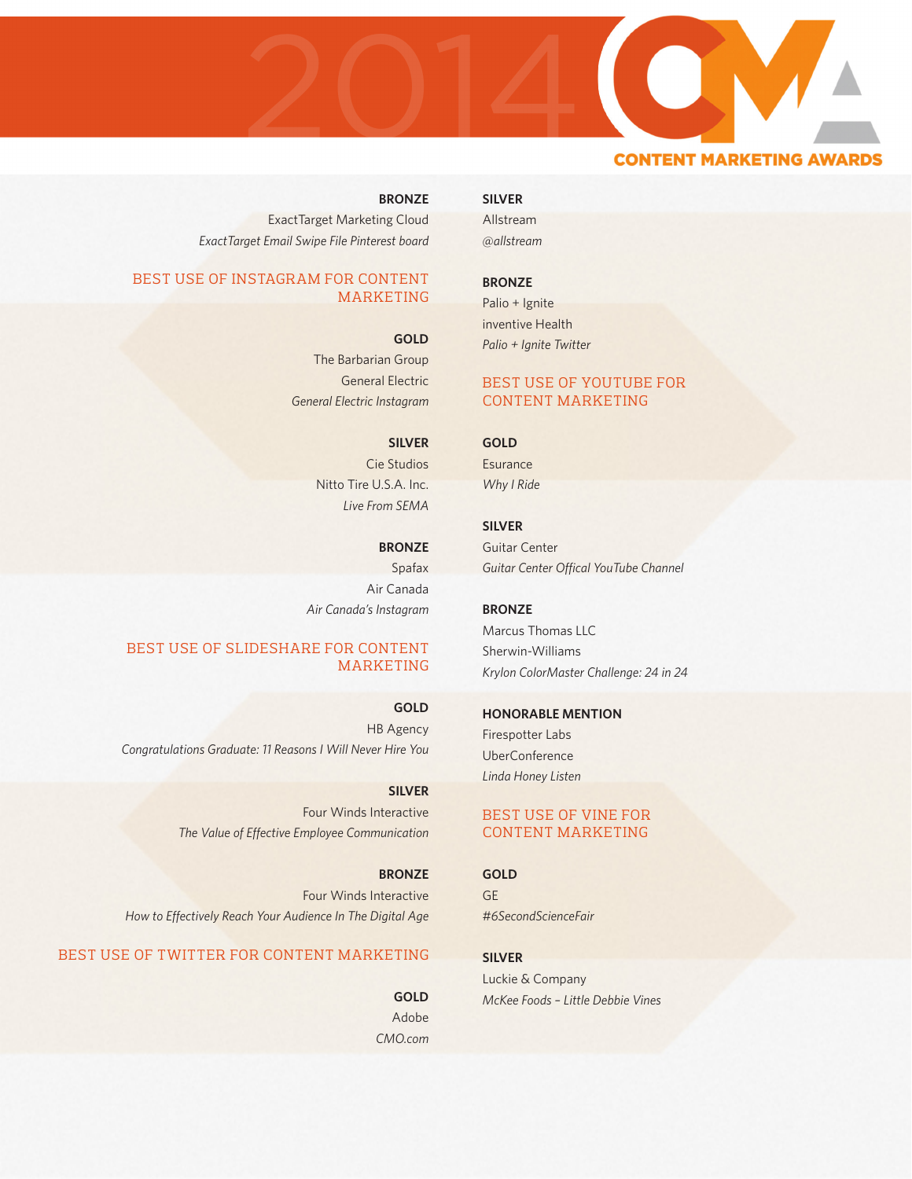**BRONZE**
ExactTarget Marketing Cloud
*ExactTarget Email Swipe File Pinterest board*

## BEST USE OF INSTAGRAM FOR CONTENT MARKETING

**GOLD**
The Barbarian Group
General Electric
*General Electric Instagram*

**SILVER**
Cie Studios
Nitto Tire U.S.A. Inc.
*Live From SEMA*

**BRONZE**
Spafax
Air Canada
*Air Canada's Instagram*

## BEST USE OF SLIDESHARE FOR CONTENT MARKETING

**GOLD**
HB Agency
*Congratulations Graduate: 11 Reasons I Will Never Hire You*

**SILVER**
Four Winds Interactive
*The Value of Effective Employee Communication*

**BRONZE**
Four Winds Interactive
*How to Effectively Reach Your Audience In The Digital Age*

## BEST USE OF TWITTER FOR CONTENT MARKETING

**GOLD**
Adobe
*CMO.com*

**SILVER**
Allstream
*@allstream*

**BRONZE**
Palio + Ignite
inventive Health
*Palio + Ignite Twitter*

## BEST USE OF YOUTUBE FOR CONTENT MARKETING

**GOLD**
Esurance
*Why I Ride*

**SILVER**
Guitar Center
*Guitar Center Offical YouTube Channel*

**BRONZE**
Marcus Thomas LLC
Sherwin-Williams
*Krylon ColorMaster Challenge: 24 in 24*

**HONORABLE MENTION**
Firespotter Labs
UberConference
*Linda Honey Listen*

## BEST USE OF VINE FOR CONTENT MARKETING

**GOLD**
GE
*#6SecondScienceFair*

**SILVER**
Luckie & Company
*McKee Foods – Little Debbie Vines*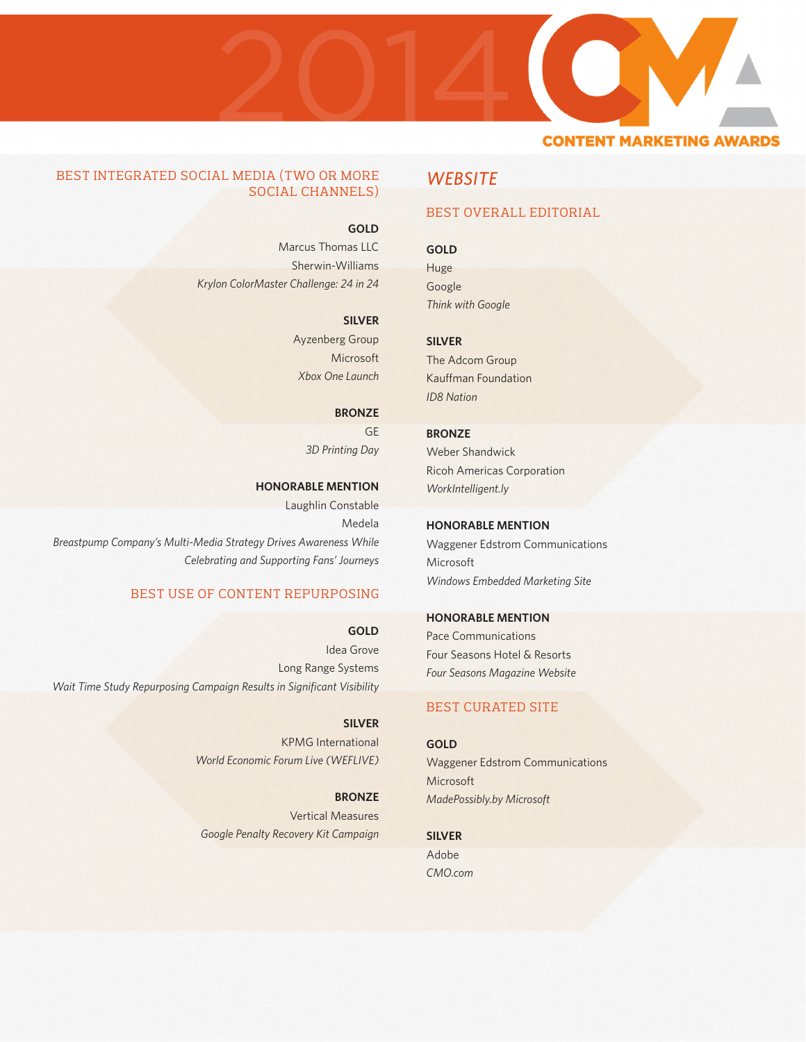## BEST INTEGRATED SOCIAL MEDIA (TWO OR MORE SOCIAL CHANNELS)

**GOLD**
Marcus Thomas LLC
Sherwin-Williams
*Krylon ColorMaster Challenge: 24 in 24*

**SILVER**
Ayzenberg Group
Microsoft
*Xbox One Launch*

**BRONZE**
GE
*3D Printing Day*

**HONORABLE MENTION**
Laughlin Constable
Medela
*Breastpump Company's Multi-Media Strategy Drives Awareness While Celebrating and Supporting Fans' Journeys*

## BEST USE OF CONTENT REPURPOSING

**GOLD**
Idea Grove
Long Range Systems
*Wait Time Study Repurposing Campaign Results in Significant Visibility*

**SILVER**
KPMG International
*World Economic Forum Live (WEFLIVE)*

**BRONZE**
Vertical Measures
*Google Penalty Recovery Kit Campaign*

# WEBSITE

## BEST OVERALL EDITORIAL

**GOLD**
Huge
Google
*Think with Google*

**SILVER**
The Adcom Group
Kauffman Foundation
*ID8 Nation*

**BRONZE**
Weber Shandwick
Ricoh Americas Corporation
*WorkIntelligent.ly*

**HONORABLE MENTION**
Waggener Edstrom Communications
Microsoft
*Windows Embedded Marketing Site*

**HONORABLE MENTION**
Pace Communications
Four Seasons Hotel & Resorts
*Four Seasons Magazine Website*

## BEST CURATED SITE

**GOLD**
Waggener Edstrom Communications
Microsoft
*MadePossibly.by Microsoft*

**SILVER**
Adobe
*CMO.com*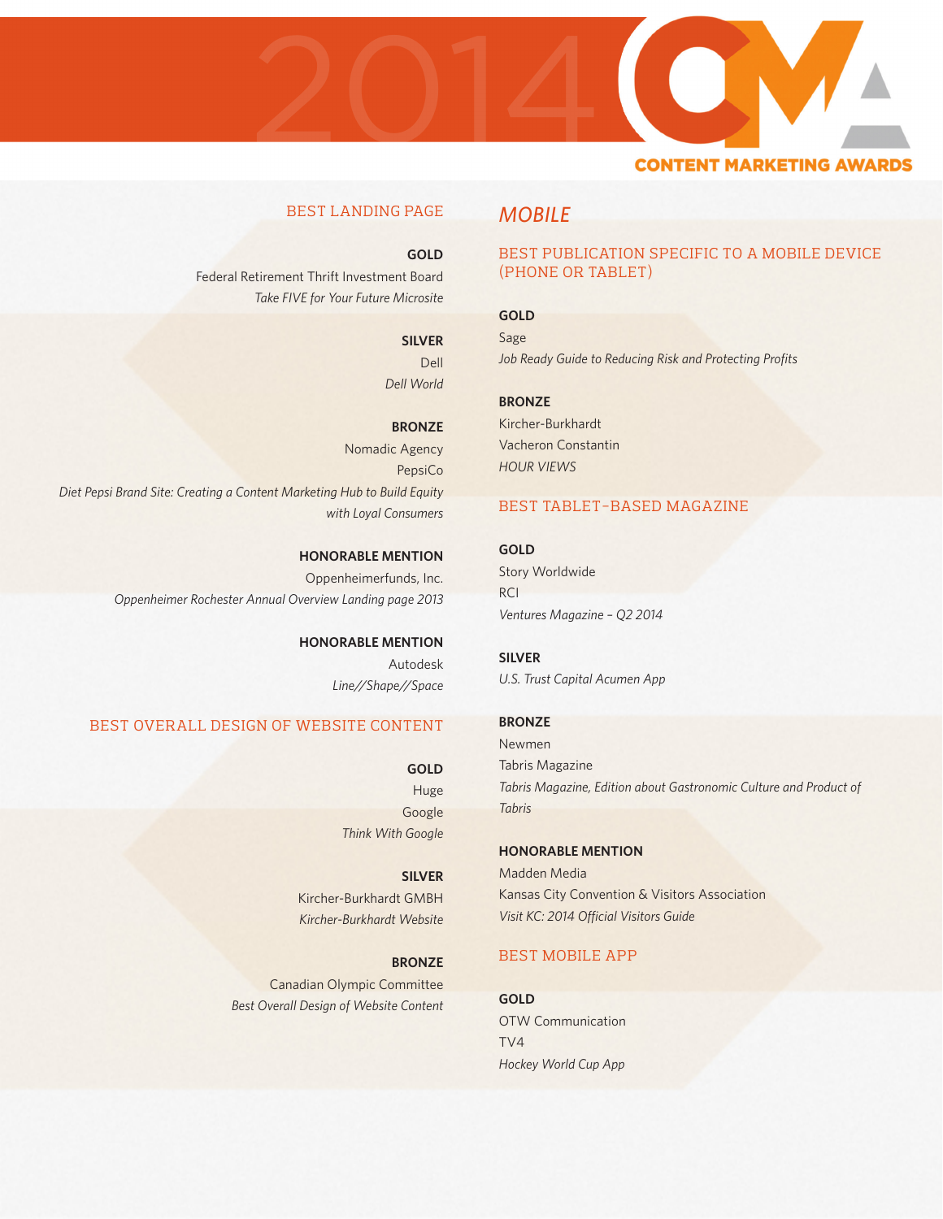### BEST LANDING PAGE

**GOLD**
Federal Retirement Thrift Investment Board
*Take FIVE for Your Future Microsite*

**SILVER**
Dell
*Dell World*

**BRONZE**
Nomadic Agency
PepsiCo
*Diet Pepsi Brand Site: Creating a Content Marketing Hub to Build Equity with Loyal Consumers*

**HONORABLE MENTION**
Oppenheimerfunds, Inc.
*Oppenheimer Rochester Annual Overview Landing page 2013*

**HONORABLE MENTION**
Autodesk
*Line//Shape//Space*

### BEST OVERALL DESIGN OF WEBSITE CONTENT

**GOLD**
Huge
Google
*Think With Google*

**SILVER**
Kircher-Burkhardt GMBH
*Kircher-Burkhardt Website*

**BRONZE**
Canadian Olympic Committee
*Best Overall Design of Website Content*

## *MOBILE*

### BEST PUBLICATION SPECIFIC TO A MOBILE DEVICE (PHONE OR TABLET)

**GOLD**
Sage
*Job Ready Guide to Reducing Risk and Protecting Profits*

**BRONZE**
Kircher-Burkhardt
Vacheron Constantin
*HOUR VIEWS*

### BEST TABLET-BASED MAGAZINE

**GOLD**
Story Worldwide
RCI
*Ventures Magazine – Q2 2014*

**SILVER**
*U.S. Trust Capital Acumen App*

**BRONZE**
Newmen
Tabris Magazine
*Tabris Magazine, Edition about Gastronomic Culture and Product of Tabris*

**HONORABLE MENTION**
Madden Media
Kansas City Convention & Visitors Association
*Visit KC: 2014 Official Visitors Guide*

### BEST MOBILE APP

**GOLD**
OTW Communication
TV4
*Hockey World Cup App*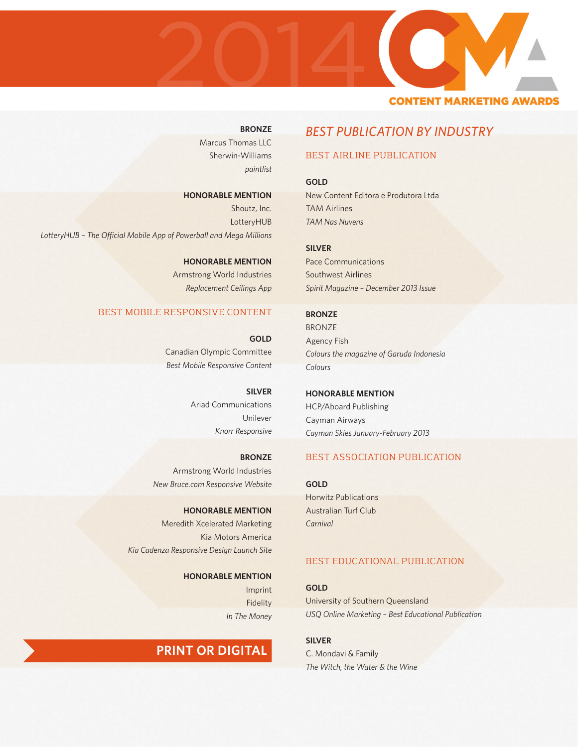**BRONZE**
Marcus Thomas LLC
Sherwin-Williams
*paintlist*

**HONORABLE MENTION**
Shoutz, Inc.
LotteryHUB
*LotteryHUB – The Official Mobile App of Powerball and Mega Millions*

**HONORABLE MENTION**
Armstrong World Industries
*Replacement Ceilings App*

### BEST MOBILE RESPONSIVE CONTENT

**GOLD**
Canadian Olympic Committee
*Best Mobile Responsive Content*

**SILVER**
Ariad Communications
Unilever
*Knorr Responsive*

**BRONZE**
Armstrong World Industries
*New Bruce.com Responsive Website*

**HONORABLE MENTION**
Meredith Xcelerated Marketing
Kia Motors America
*Kia Cadenza Responsive Design Launch Site*

**HONORABLE MENTION**
Imprint
Fidelity
*In The Money*

# PRINT OR DIGITAL

## *BEST PUBLICATION BY INDUSTRY*

### BEST AIRLINE PUBLICATION

**GOLD**
New Content Editora e Produtora Ltda
TAM Airlines
*TAM Nas Nuvens*

**SILVER**
Pace Communications
Southwest Airlines
*Spirit Magazine – December 2013 Issue*

**BRONZE**
BRONZE
Agency Fish
*Colours the magazine of Garuda Indonesia*
*Colours*

**HONORABLE MENTION**
HCP/Aboard Publishing
Cayman Airways
*Cayman Skies January-February 2013*

### BEST ASSOCIATION PUBLICATION

**GOLD**
Horwitz Publications
Australian Turf Club
*Carnival*

### BEST EDUCATIONAL PUBLICATION

**GOLD**
University of Southern Queensland
*USQ Online Marketing – Best Educational Publication*

**SILVER**
C. Mondavi & Family
*The Witch, the Water & the Wine*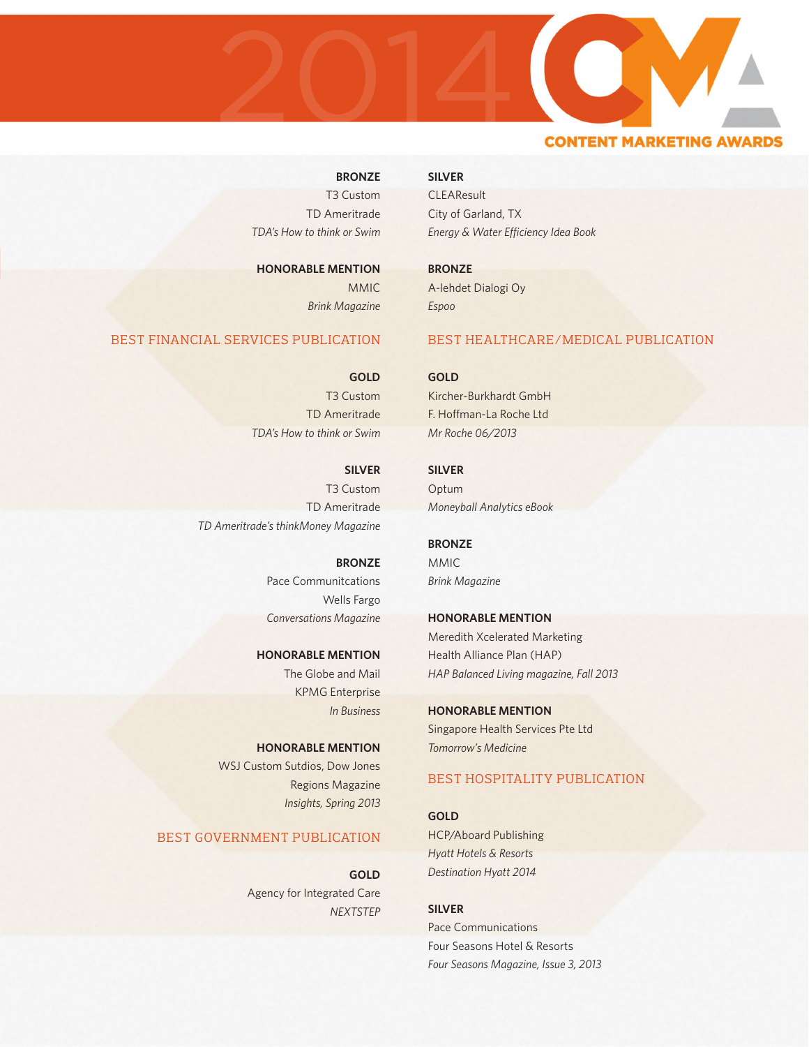**BRONZE**
T3 Custom
TD Ameritrade
*TDA's How to think or Swim*

**HONORABLE MENTION**
MMIC
*Brink Magazine*

## BEST FINANCIAL SERVICES PUBLICATION

**GOLD**
T3 Custom
TD Ameritrade
*TDA's How to think or Swim*

**SILVER**
T3 Custom
TD Ameritrade
*TD Ameritrade's thinkMoney Magazine*

**BRONZE**
Pace Communitcations
Wells Fargo
*Conversations Magazine*

**HONORABLE MENTION**
The Globe and Mail
KPMG Enterprise
*In Business*

**HONORABLE MENTION**
WSJ Custom Sudtios, Dow Jones
Regions Magazine
*Insights, Spring 2013*

## BEST GOVERNMENT PUBLICATION

**GOLD**
Agency for Integrated Care
*NEXTSTEP*

**SILVER**
CLEAResult
City of Garland, TX
*Energy & Water Efficiency Idea Book*

**BRONZE**
A-lehdet Dialogi Oy
*Espoo*

## BEST HEALTHCARE/MEDICAL PUBLICATION

**GOLD**
Kircher-Burkhardt GmbH
F. Hoffman-La Roche Ltd
*Mr Roche 06/2013*

**SILVER**
Optum
*Moneyball Analytics eBook*

**BRONZE**
MMIC
*Brink Magazine*

**HONORABLE MENTION**
Meredith Xcelerated Marketing
Health Alliance Plan (HAP)
*HAP Balanced Living magazine, Fall 2013*

**HONORABLE MENTION**
Singapore Health Services Pte Ltd
*Tomorrow's Medicine*

## BEST HOSPITALITY PUBLICATION

**GOLD**
HCP/Aboard Publishing
*Hyatt Hotels & Resorts*
*Destination Hyatt 2014*

**SILVER**
Pace Communications
Four Seasons Hotel & Resorts
*Four Seasons Magazine, Issue 3, 2013*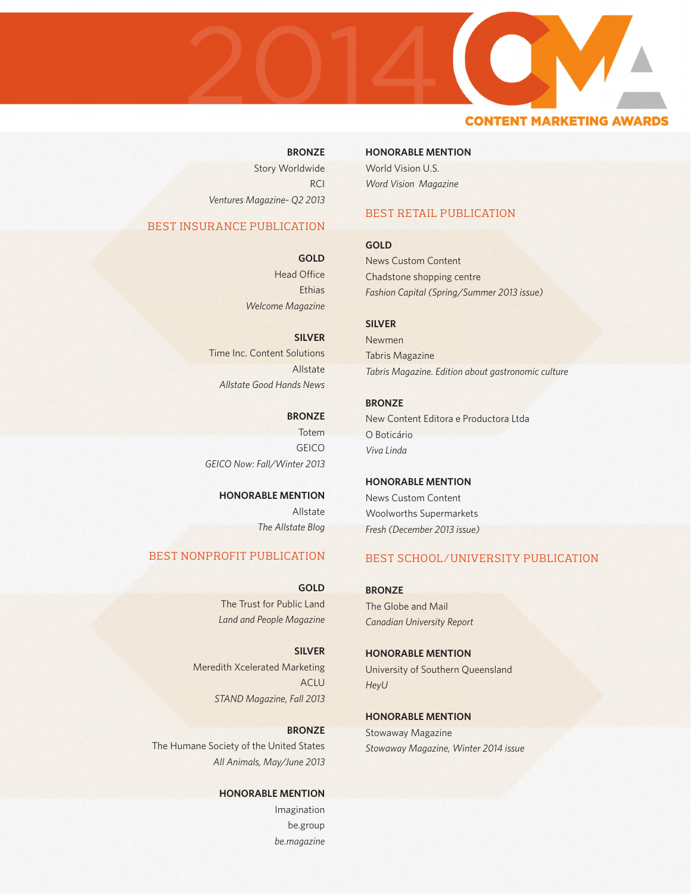**BRONZE**
Story Worldwide
RCI
*Ventures Magazine- Q2 2013*

## BEST INSURANCE PUBLICATION

**GOLD**
Head Office
Ethias
*Welcome Magazine*

**SILVER**
Time Inc. Content Solutions
Allstate
*Allstate Good Hands News*

**BRONZE**
Totem
GEICO
*GEICO Now: Fall/Winter 2013*

**HONORABLE MENTION**
Allstate
*The Allstate Blog*

## BEST NONPROFIT PUBLICATION

**GOLD**
The Trust for Public Land
*Land and People Magazine*

**SILVER**
Meredith Xcelerated Marketing
ACLU
*STAND Magazine, Fall 2013*

**BRONZE**
The Humane Society of the United States
*All Animals, May/June 2013*

**HONORABLE MENTION**
Imagination
be.group
*be.magazine*

**HONORABLE MENTION**
World Vision U.S.
*Word Vision Magazine*

## BEST RETAIL PUBLICATION

**GOLD**
News Custom Content
Chadstone shopping centre
*Fashion Capital (Spring/Summer 2013 issue)*

**SILVER**
Newmen
Tabris Magazine
*Tabris Magazine. Edition about gastronomic culture*

**BRONZE**
New Content Editora e Productora Ltda
O Boticário
*Viva Linda*

**HONORABLE MENTION**
News Custom Content
Woolworths Supermarkets
*Fresh (December 2013 issue)*

## BEST SCHOOL/UNIVERSITY PUBLICATION

**BRONZE**
The Globe and Mail
*Canadian University Report*

**HONORABLE MENTION**
University of Southern Queensland
*HeyU*

**HONORABLE MENTION**
Stowaway Magazine
*Stowaway Magazine, Winter 2014 issue*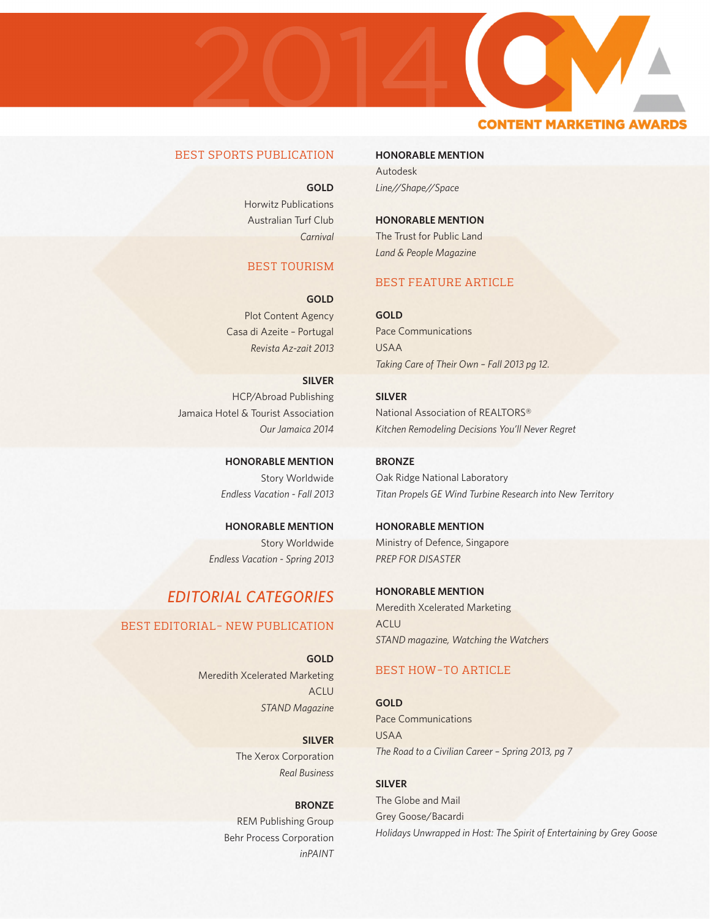# 2014 CMA Content Marketing Awards

## BEST SPORTS PUBLICATION

**GOLD**
Horwitz Publications
Australian Turf Club
*Carnival*

## BEST TOURISM

**GOLD**
Plot Content Agency
Casa di Azeite - Portugal
*Revista Az-zait 2013*

**SILVER**
HCP/Abroad Publishing
Jamaica Hotel & Tourist Association
*Our Jamaica 2014*

**HONORABLE MENTION**
Story Worldwide
*Endless Vacation - Fall 2013*

**HONORABLE MENTION**
Story Worldwide
*Endless Vacation - Spring 2013*

# EDITORIAL CATEGORIES

## BEST EDITORIAL- NEW PUBLICATION

**GOLD**
Meredith Xcelerated Marketing
ACLU
*STAND Magazine*

**SILVER**
The Xerox Corporation
*Real Business*

**BRONZE**
REM Publishing Group
Behr Process Corporation
*inPAINT*

**HONORABLE MENTION**
Autodesk
*Line//Shape//Space*

**HONORABLE MENTION**
The Trust for Public Land
*Land & People Magazine*

## BEST FEATURE ARTICLE

**GOLD**
Pace Communications
USAA
*Taking Care of Their Own – Fall 2013 pg 12.*

**SILVER**
National Association of REALTORS®
*Kitchen Remodeling Decisions You'll Never Regret*

**BRONZE**
Oak Ridge National Laboratory
*Titan Propels GE Wind Turbine Research into New Territory*

**HONORABLE MENTION**
Ministry of Defence, Singapore
*PREP FOR DISASTER*

**HONORABLE MENTION**
Meredith Xcelerated Marketing
ACLU
*STAND magazine, Watching the Watchers*

## BEST HOW-TO ARTICLE

**GOLD**
Pace Communications
USAA
*The Road to a Civilian Career – Spring 2013, pg 7*

**SILVER**
The Globe and Mail
Grey Goose/Bacardi
*Holidays Unwrapped in Host: The Spirit of Entertaining by Grey Goose*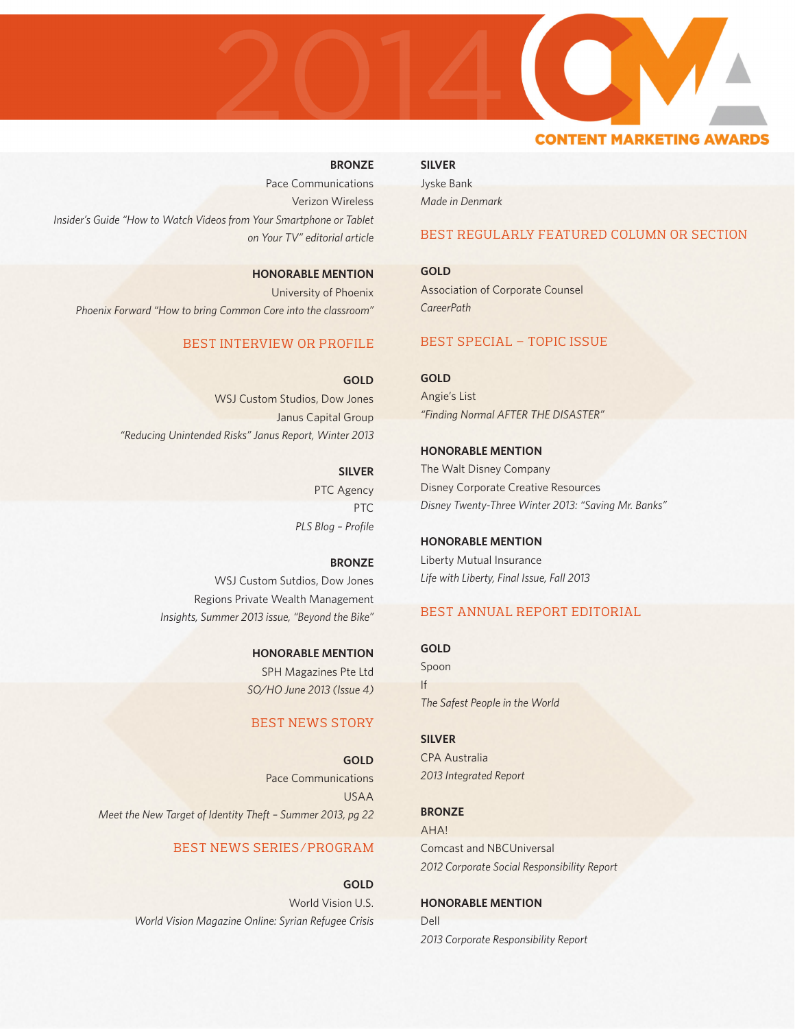**BRONZE**
Pace Communications
Verizon Wireless
*Insider's Guide "How to Watch Videos from Your Smartphone or Tablet on Your TV" editorial article*

**HONORABLE MENTION**
University of Phoenix
*Phoenix Forward "How to bring Common Core into the classroom"*

## BEST INTERVIEW OR PROFILE

**GOLD**
WSJ Custom Studios, Dow Jones
Janus Capital Group
*"Reducing Unintended Risks" Janus Report, Winter 2013*

**SILVER**
PTC Agency
PTC
*PLS Blog – Profile*

**BRONZE**
WSJ Custom Sudios, Dow Jones
Regions Private Wealth Management
*Insights, Summer 2013 issue, "Beyond the Bike"*

**HONORABLE MENTION**
SPH Magazines Pte Ltd
*SO/HO June 2013 (Issue 4)*

## BEST NEWS STORY

**GOLD**
Pace Communications
USAA
*Meet the New Target of Identity Theft – Summer 2013, pg 22*

## BEST NEWS SERIES/PROGRAM

**GOLD**
World Vision U.S.
*World Vision Magazine Online: Syrian Refugee Crisis*

**SILVER**
Jyske Bank
*Made in Denmark*

## BEST REGULARLY FEATURED COLUMN OR SECTION

**GOLD**
Association of Corporate Counsel
*CareerPath*

## BEST SPECIAL – TOPIC ISSUE

**GOLD**
Angie's List
*"Finding Normal AFTER THE DISASTER"*

**HONORABLE MENTION**
The Walt Disney Company
Disney Corporate Creative Resources
*Disney Twenty-Three Winter 2013: "Saving Mr. Banks"*

**HONORABLE MENTION**
Liberty Mutual Insurance
*Life with Liberty, Final Issue, Fall 2013*

## BEST ANNUAL REPORT EDITORIAL

**GOLD**
Spoon
If
*The Safest People in the World*

**SILVER**
CPA Australia
*2013 Integrated Report*

**BRONZE**
AHA!
Comcast and NBCUniversal
*2012 Corporate Social Responsibility Report*

**HONORABLE MENTION**
Dell
*2013 Corporate Responsibility Report*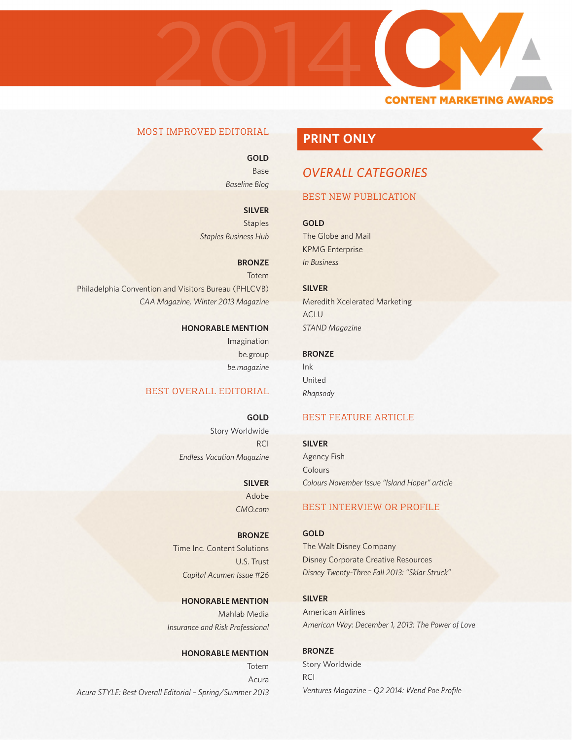# 2014 CMA Content Marketing Awards

## MOST IMPROVED EDITORIAL

**GOLD**
Base
*Baseline Blog*

**SILVER**
Staples
*Staples Business Hub*

**BRONZE**
Totem
Philadelphia Convention and Visitors Bureau (PHLCVB)
*CAA Magazine, Winter 2013 Magazine*

**HONORABLE MENTION**
Imagination
be.group
*be.magazine*

## BEST OVERALL EDITORIAL

**GOLD**
Story Worldwide
RCI
*Endless Vacation Magazine*

**SILVER**
Adobe
*CMO.com*

**BRONZE**
Time Inc. Content Solutions
U.S. Trust
*Capital Acumen Issue #26*

**HONORABLE MENTION**
Mahlab Media
*Insurance and Risk Professional*

**HONORABLE MENTION**
Totem
Acura
*Acura STYLE: Best Overall Editorial – Spring/Summer 2013*

# PRINT ONLY

## *OVERALL CATEGORIES*

### BEST NEW PUBLICATION

**GOLD**
The Globe and Mail
KPMG Enterprise
*In Business*

**SILVER**
Meredith Xcelerated Marketing
ACLU
*STAND Magazine*

**BRONZE**
Ink
United
*Rhapsody*

### BEST FEATURE ARTICLE

**SILVER**
Agency Fish
Colours
*Colours November Issue "Island Hoper" article*

### BEST INTERVIEW OR PROFILE

**GOLD**
The Walt Disney Company
Disney Corporate Creative Resources
*Disney Twenty-Three Fall 2013: "Sklar Struck"*

**SILVER**
American Airlines
*American Way: December 1, 2013: The Power of Love*

**BRONZE**
Story Worldwide
RCI
*Ventures Magazine – Q2 2014: Wend Poe Profile*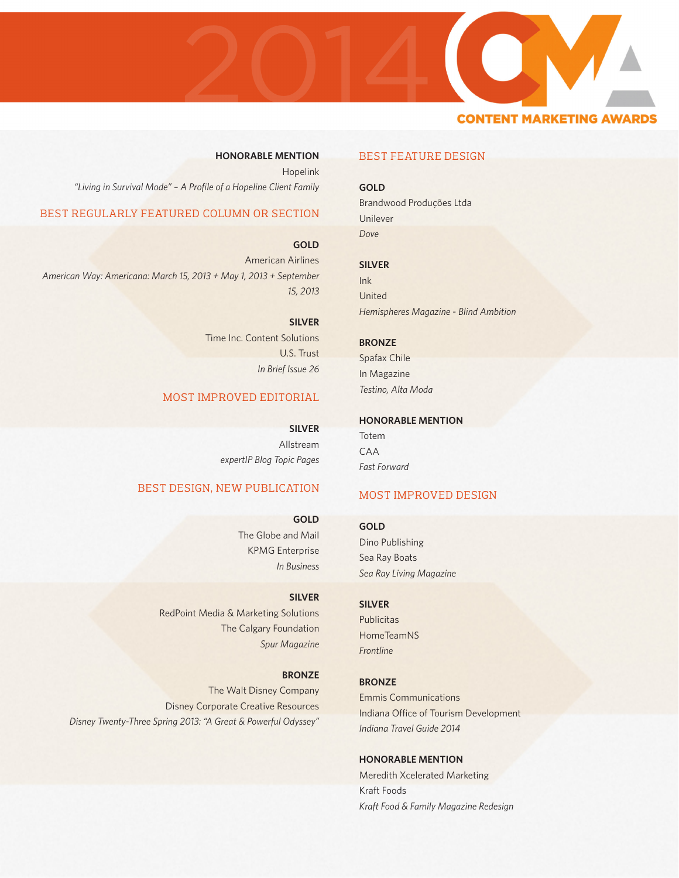**HONORABLE MENTION**
Hopelink
*"Living in Survival Mode" – A Profile of a Hopeline Client Family*

## BEST REGULARLY FEATURED COLUMN OR SECTION

**GOLD**
American Airlines
*American Way: Americana: March 15, 2013 + May 1, 2013 + September 15, 2013*

**SILVER**
Time Inc. Content Solutions
U.S. Trust
*In Brief Issue 26*

## MOST IMPROVED EDITORIAL

**SILVER**
Allstream
*expertIP Blog Topic Pages*

## BEST DESIGN, NEW PUBLICATION

**GOLD**
The Globe and Mail
KPMG Enterprise
*In Business*

**SILVER**
RedPoint Media & Marketing Solutions
The Calgary Foundation
*Spur Magazine*

**BRONZE**
The Walt Disney Company
Disney Corporate Creative Resources
*Disney Twenty-Three Spring 2013: "A Great & Powerful Odyssey"*

## BEST FEATURE DESIGN

**GOLD**
Brandwood Produções Ltda
Unilever
*Dove*

**SILVER**
Ink
United
*Hemispheres Magazine - Blind Ambition*

**BRONZE**
Spafax Chile
In Magazine
*Testino, Alta Moda*

**HONORABLE MENTION**
Totem
CAA
*Fast Forward*

## MOST IMPROVED DESIGN

**GOLD**
Dino Publishing
Sea Ray Boats
*Sea Ray Living Magazine*

**SILVER**
Publicitas
HomeTeamNS
*Frontline*

**BRONZE**
Emmis Communications
Indiana Office of Tourism Development
*Indiana Travel Guide 2014*

**HONORABLE MENTION**
Meredith Xcelerated Marketing
Kraft Foods
*Kraft Food & Family Magazine Redesign*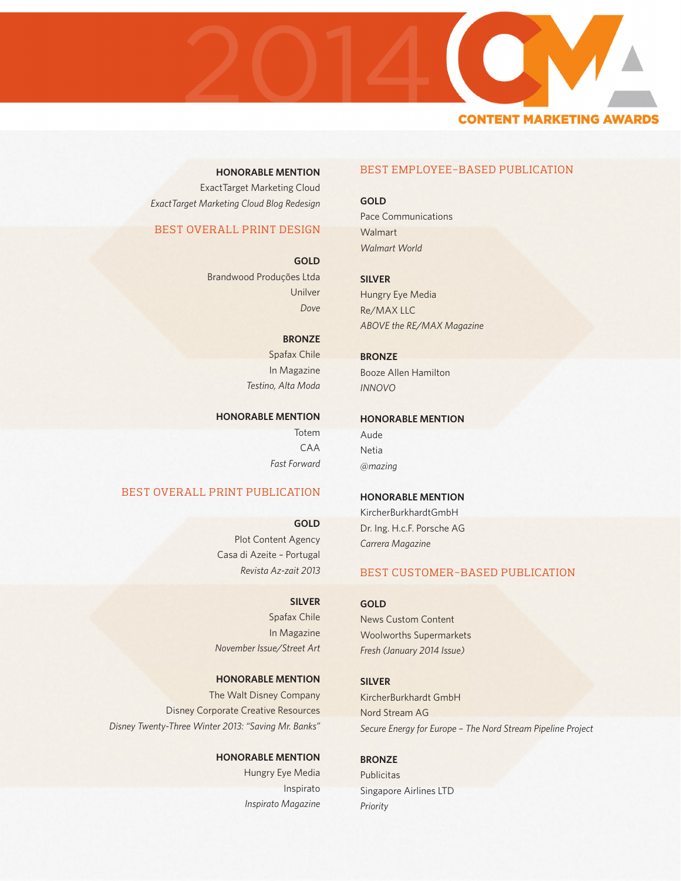**HONORABLE MENTION**
ExactTarget Marketing Cloud
*ExactTarget Marketing Cloud Blog Redesign*

## BEST OVERALL PRINT DESIGN

**GOLD**
Brandwood Produções Ltda
Unilver
*Dove*

**BRONZE**
Spafax Chile
In Magazine
*Testino, Alta Moda*

**HONORABLE MENTION**
Totem
CAA
*Fast Forward*

## BEST OVERALL PRINT PUBLICATION

**GOLD**
Plot Content Agency
Casa di Azeite – Portugal
*Revista Az-zait 2013*

**SILVER**
Spafax Chile
In Magazine
*November Issue/Street Art*

**HONORABLE MENTION**
The Walt Disney Company
Disney Corporate Creative Resources
*Disney Twenty-Three Winter 2013: "Saving Mr. Banks"*

**HONORABLE MENTION**
Hungry Eye Media
Inspirato
*Inspirato Magazine*

## BEST EMPLOYEE-BASED PUBLICATION

**GOLD**
Pace Communications
Walmart
*Walmart World*

**SILVER**
Hungry Eye Media
Re/MAX LLC
*ABOVE the RE/MAX Magazine*

**BRONZE**
Booze Allen Hamilton
*INNOVO*

**HONORABLE MENTION**
Aude
Netia
*@mazing*

**HONORABLE MENTION**
KircherBurkhardtGmbH
Dr. Ing. H.c.F. Porsche AG
*Carrera Magazine*

## BEST CUSTOMER-BASED PUBLICATION

**GOLD**
News Custom Content
Woolworths Supermarkets
*Fresh (January 2014 Issue)*

**SILVER**
KircherBurkhardt GmbH
Nord Stream AG
*Secure Energy for Europe – The Nord Stream Pipeline Project*

**BRONZE**
Publicitas
Singapore Airlines LTD
*Priority*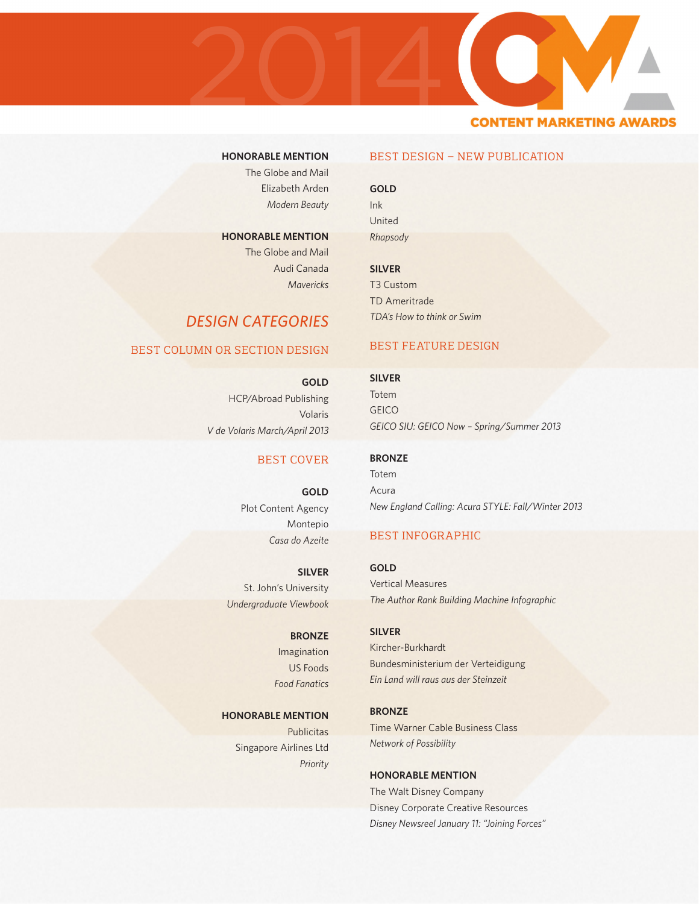**HONORABLE MENTION**
The Globe and Mail
Elizabeth Arden
*Modern Beauty*

**HONORABLE MENTION**
The Globe and Mail
Audi Canada
*Mavericks*

# DESIGN CATEGORIES

## BEST COLUMN OR SECTION DESIGN

**GOLD**
HCP/Abroad Publishing
Volaris
*V de Volaris March/April 2013*

## BEST COVER

**GOLD**
Plot Content Agency
Montepio
*Casa do Azeite*

**SILVER**
St. John's University
*Undergraduate Viewbook*

**BRONZE**
Imagination
US Foods
*Food Fanatics*

**HONORABLE MENTION**
Publicitas
Singapore Airlines Ltd
*Priority*

## BEST DESIGN – NEW PUBLICATION

**GOLD**
Ink
United
*Rhapsody*

**SILVER**
T3 Custom
TD Ameritrade
*TDA's How to think or Swim*

## BEST FEATURE DESIGN

**SILVER**
Totem
GEICO
*GEICO SIU: GEICO Now – Spring/Summer 2013*

**BRONZE**
Totem
Acura
*New England Calling: Acura STYLE: Fall/Winter 2013*

## BEST INFOGRAPHIC

**GOLD**
Vertical Measures
*The Author Rank Building Machine Infographic*

**SILVER**
Kircher-Burkhardt
Bundesministerium der Verteidigung
*Ein Land will raus aus der Steinzeit*

**BRONZE**
Time Warner Cable Business Class
*Network of Possibility*

**HONORABLE MENTION**
The Walt Disney Company
Disney Corporate Creative Resources
*Disney Newsreel January 11: "Joining Forces"*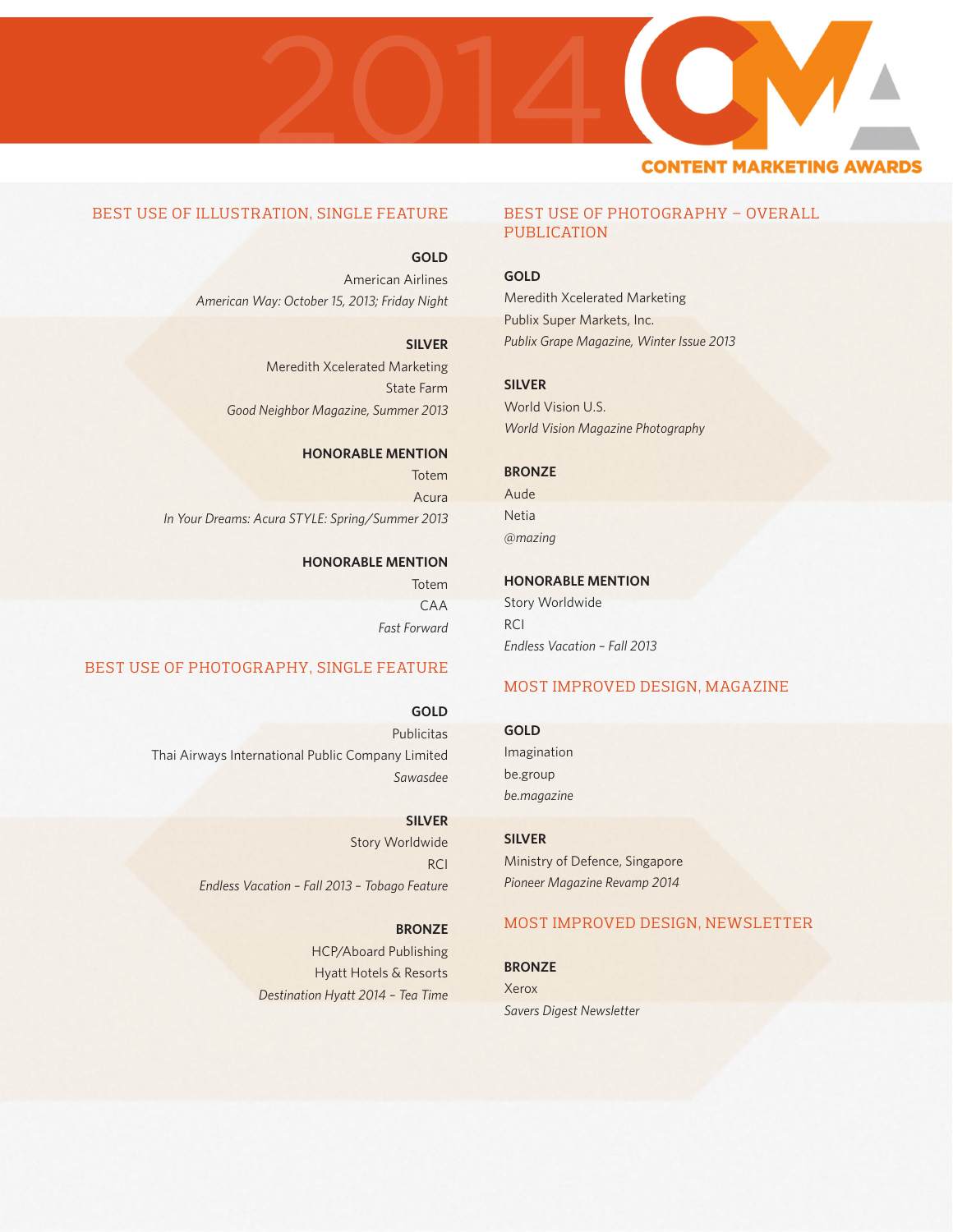2014 CONTENT MARKETING AWARDS

## BEST USE OF ILLUSTRATION, SINGLE FEATURE

**GOLD**
American Airlines
*American Way: October 15, 2013; Friday Night*

**SILVER**
Meredith Xcelerated Marketing
State Farm
*Good Neighbor Magazine, Summer 2013*

**HONORABLE MENTION**
Totem
Acura
*In Your Dreams: Acura STYLE: Spring/Summer 2013*

**HONORABLE MENTION**
Totem
CAA
*Fast Forward*

## BEST USE OF PHOTOGRAPHY, SINGLE FEATURE

**GOLD**
Publicitas
Thai Airways International Public Company Limited
*Sawasdee*

**SILVER**
Story Worldwide
RCI
*Endless Vacation – Fall 2013 – Tobago Feature*

**BRONZE**
HCP/Aboard Publishing
Hyatt Hotels & Resorts
*Destination Hyatt 2014 – Tea Time*

## BEST USE OF PHOTOGRAPHY – OVERALL PUBLICATION

**GOLD**
Meredith Xcelerated Marketing
Publix Super Markets, Inc.
*Publix Grape Magazine, Winter Issue 2013*

**SILVER**
World Vision U.S.
*World Vision Magazine Photography*

**BRONZE**
Aude
Netia
*@mazing*

**HONORABLE MENTION**
Story Worldwide
RCI
*Endless Vacation – Fall 2013*

## MOST IMPROVED DESIGN, MAGAZINE

**GOLD**
Imagination
be.group
*be.magazine*

**SILVER**
Ministry of Defence, Singapore
*Pioneer Magazine Revamp 2014*

## MOST IMPROVED DESIGN, NEWSLETTER

**BRONZE**
Xerox
*Savers Digest Newsletter*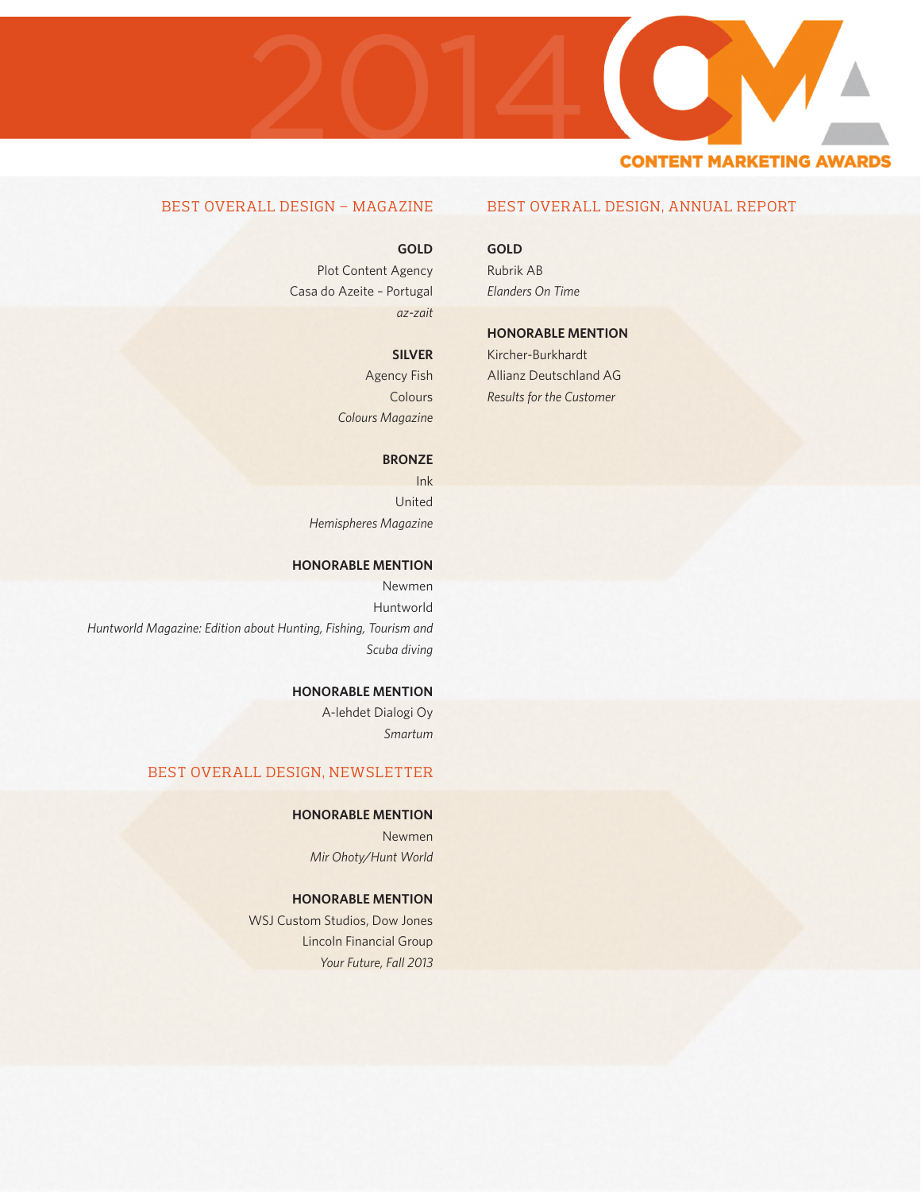## BEST OVERALL DESIGN – MAGAZINE

**GOLD**
Plot Content Agency
Casa do Azeite – Portugal
*az-zait*

**SILVER**
Agency Fish
Colours
*Colours Magazine*

**BRONZE**
Ink
United
*Hemispheres Magazine*

**HONORABLE MENTION**
Newmen
Huntworld
*Huntworld Magazine: Edition about Hunting, Fishing, Tourism and Scuba diving*

**HONORABLE MENTION**
A-lehdet Dialogi Oy
*Smartum*

## BEST OVERALL DESIGN, NEWSLETTER

**HONORABLE MENTION**
Newmen
*Mir Ohoty/Hunt World*

**HONORABLE MENTION**
WSJ Custom Studios, Dow Jones
Lincoln Financial Group
*Your Future, Fall 2013*

## BEST OVERALL DESIGN, ANNUAL REPORT

**GOLD**
Rubrik AB
*Elanders On Time*

**HONORABLE MENTION**
Kircher-Burkhardt
Allianz Deutschland AG
*Results for the Customer*